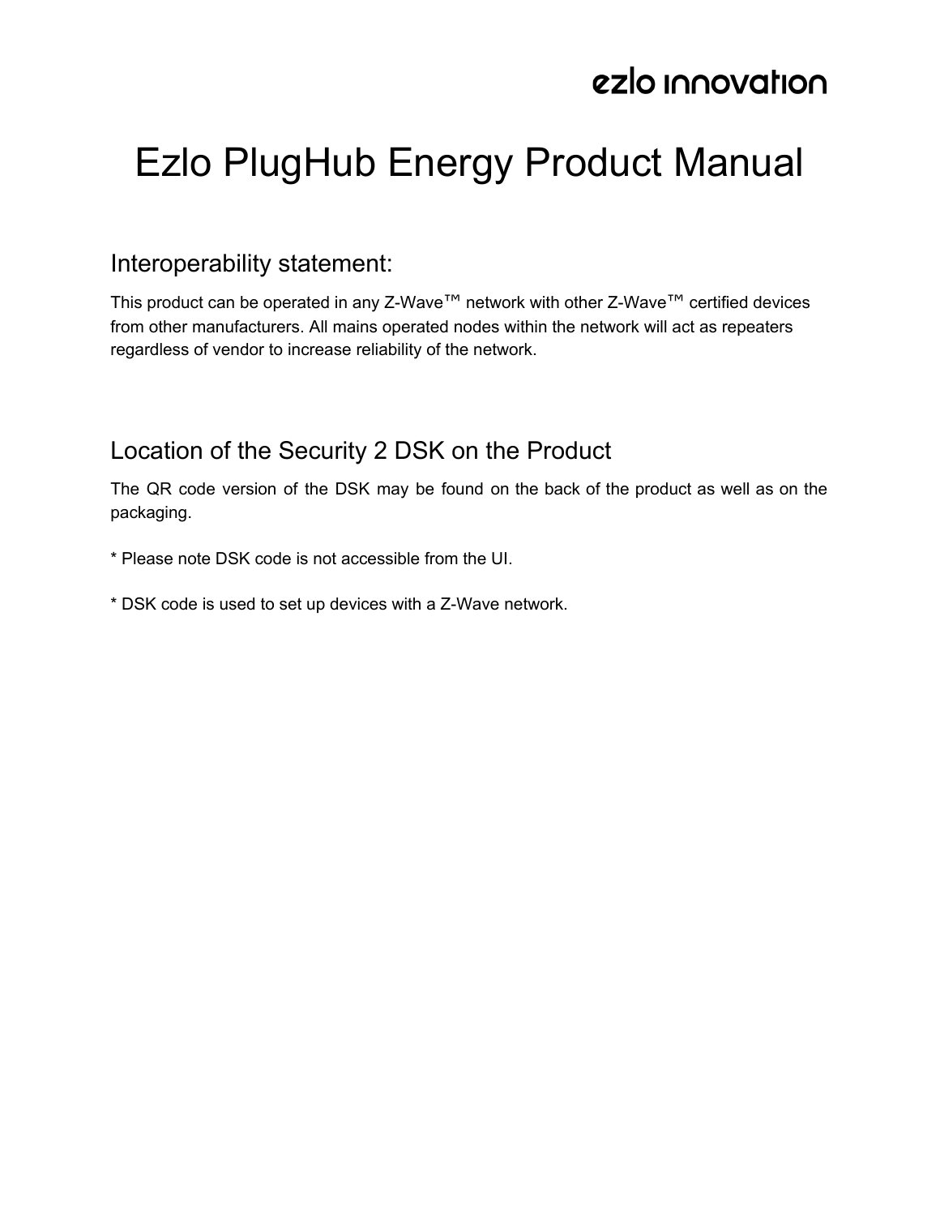ezlo innovation

# Ezlo PlugHub Energy Product Manual

## Interoperability statement:

This product can be operated in any Z-Wave™ network with other Z-Wave™ certified devices from other manufacturers. All mains operated nodes within the network will act as repeaters regardless of vendor to increase reliability of the network.

## Location of the Security 2 DSK on the Product

The QR code version of the DSK may be found on the back of the product as well as on the packaging.

* Please note DSK code is not accessible from the UI.

* DSK code is used to set up devices with a Z-Wave network.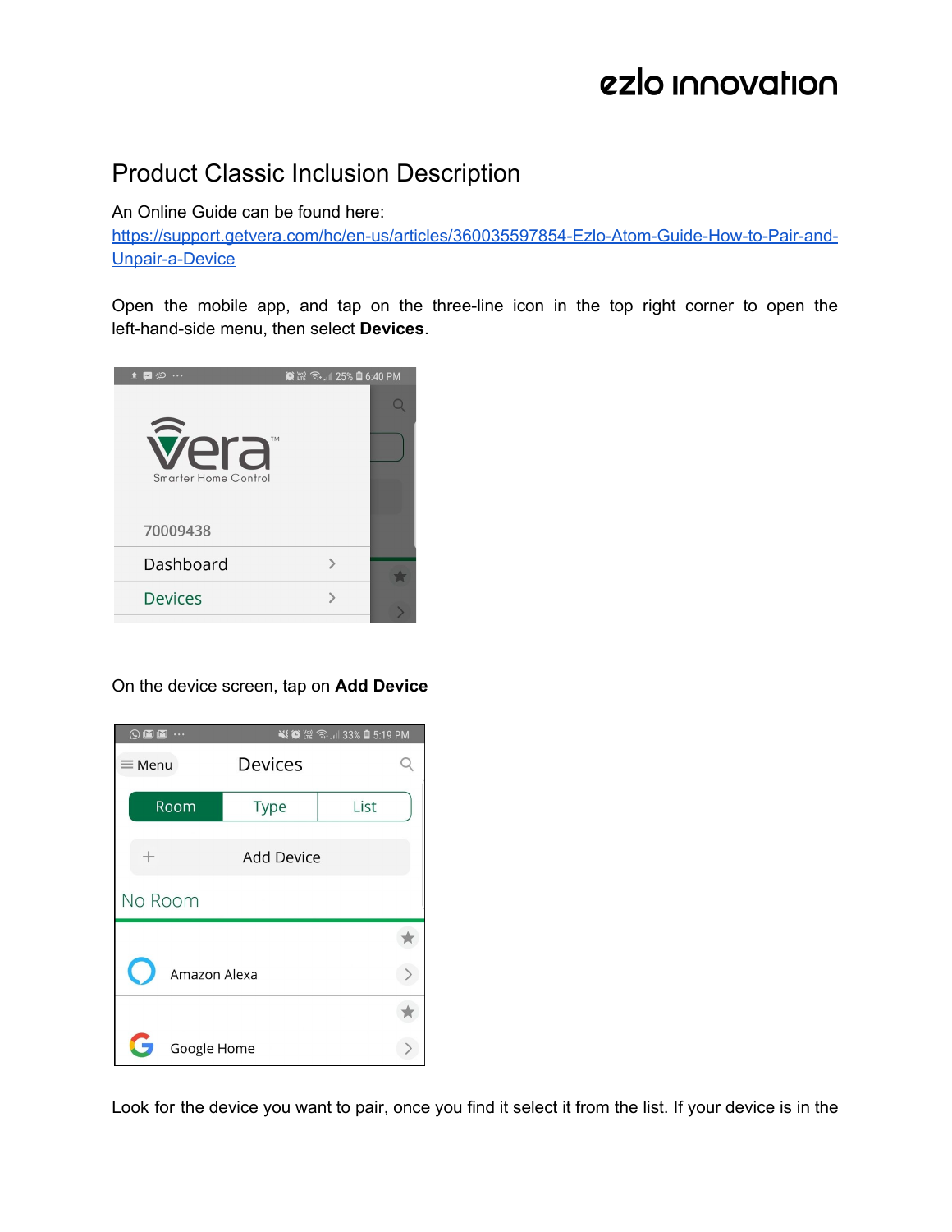# Product Classic Inclusion Description

An Online Guide can be found here:
[https://support.getvera.com/hc/en-us/articles/360035597854-Ezlo-Atom-Guide-How-to-Pair-and-Unpair-a-Device](https://support.getvera.com/hc/en-us/articles/360035597854-Ezlo-Atom-Guide-How-to-Pair-and-Unpair-a-Device)

Open the mobile app, and tap on the three-line icon in the top right corner to open the left-hand-side menu, then select **Devices**.

On the device screen, tap on **Add Device**

Look for the device you want to pair, once you find it select it from the list. If your device is in the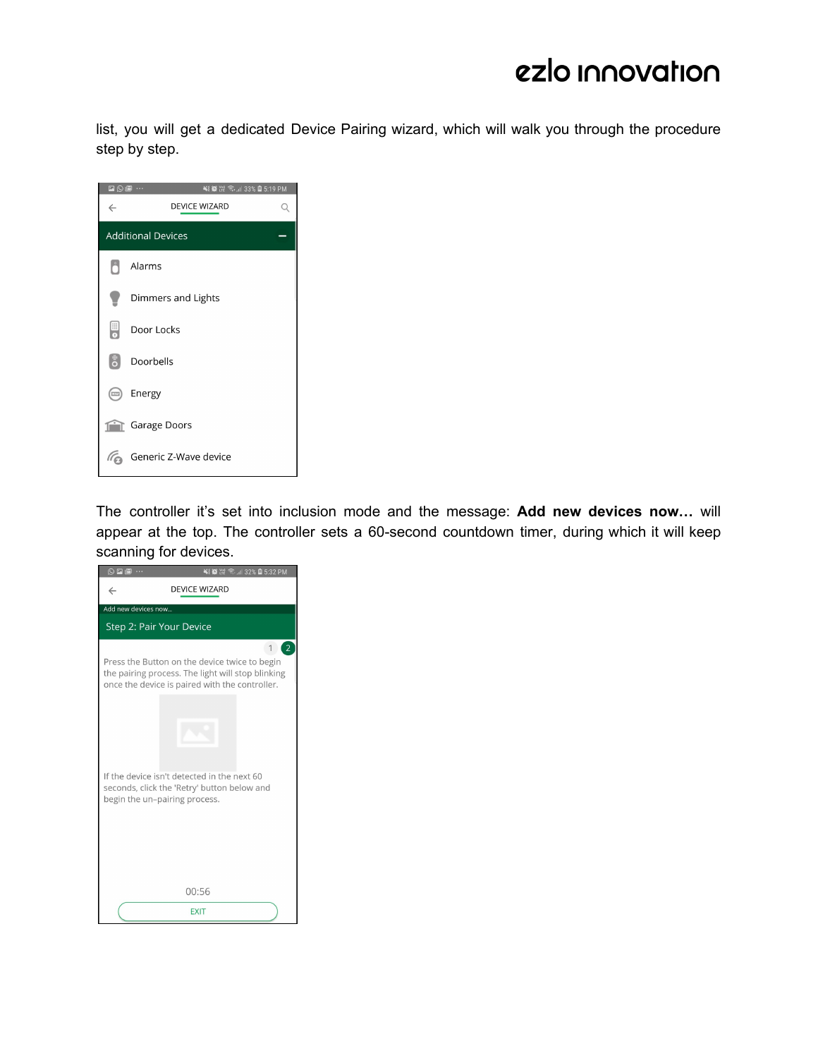list, you will get a dedicated Device Pairing wizard, which will walk you through the procedure step by step.

DEVICE WIZARD

Additional Devices

- Alarms
- Dimmers and Lights
- Door Locks
- Doorbells
- Energy
- Garage Doors
- Generic Z-Wave device

The controller it's set into inclusion mode and the message: **Add new devices now…** will appear at the top. The controller sets a 60-second countdown timer, during which it will keep scanning for devices.

DEVICE WIZARD

Add new devices now...

Step 2: Pair Your Device

Press the Button on the device twice to begin the pairing process. The light will stop blinking once the device is paired with the controller.

If the device isn't detected in the next 60 seconds, click the 'Retry' button below and begin the un-pairing process.

00:56

EXIT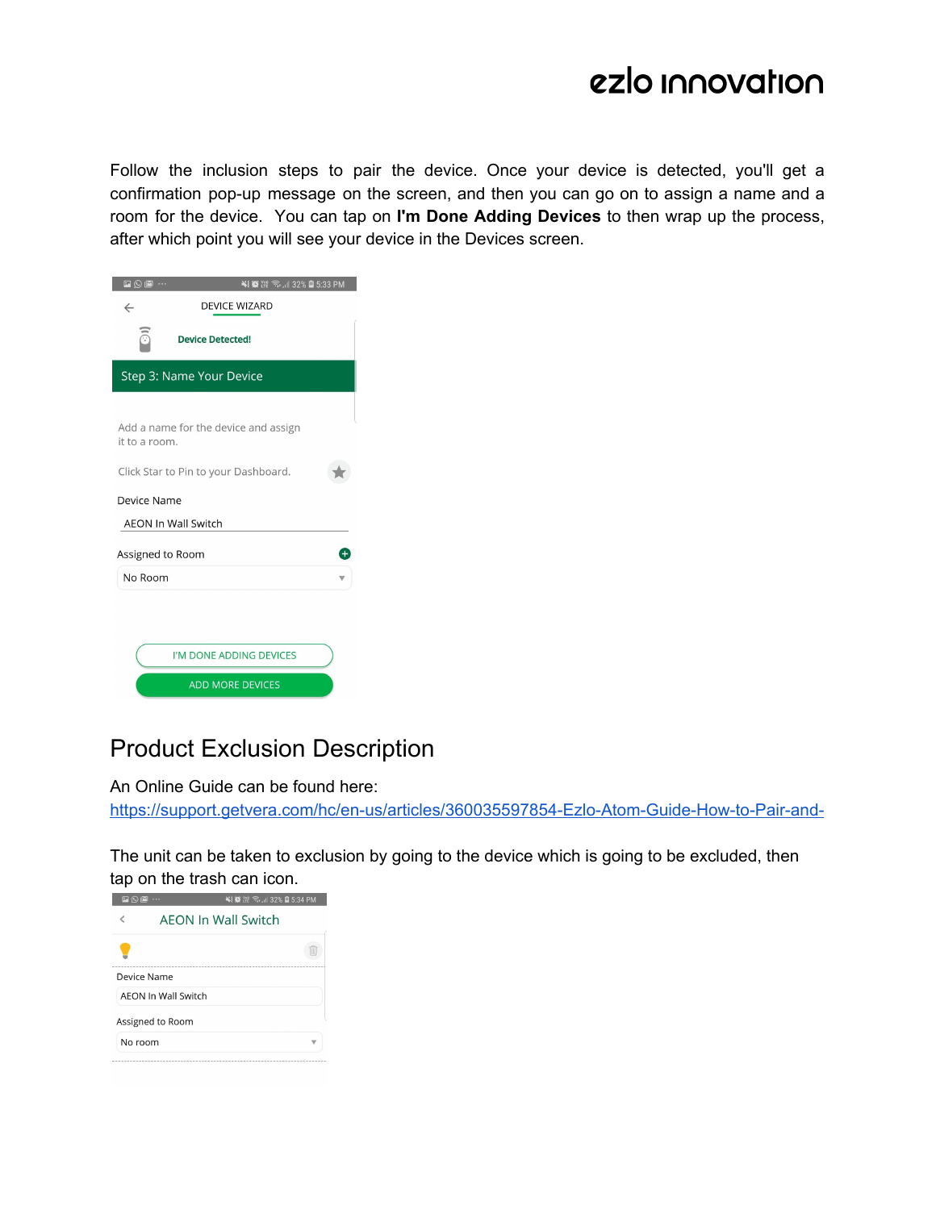Follow the inclusion steps to pair the device. Once your device is detected, you'll get a confirmation pop-up message on the screen, and then you can go on to assign a name and a room for the device. You can tap on **I'm Done Adding Devices** to then wrap up the process, after which point you will see your device in the Devices screen.

## Product Exclusion Description

An Online Guide can be found here:
https://support.getvera.com/hc/en-us/articles/360035597854-Ezlo-Atom-Guide-How-to-Pair-and-

The unit can be taken to exclusion by going to the device which is going to be excluded, then tap on the trash can icon.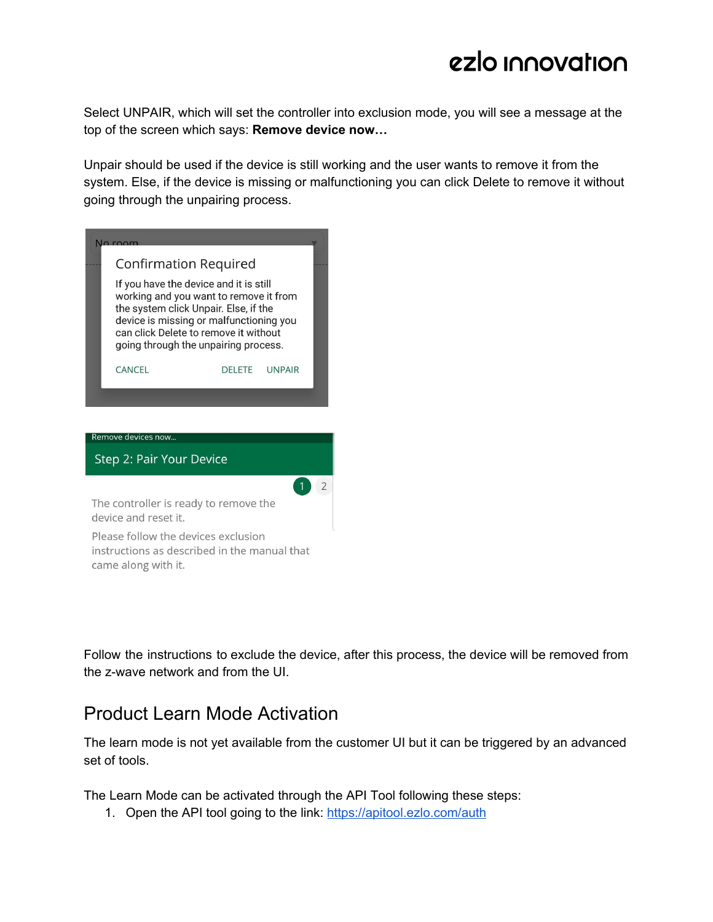Select UNPAIR, which will set the controller into exclusion mode, you will see a message at the top of the screen which says: **Remove device now…**

Unpair should be used if the device is still working and the user wants to remove it from the system. Else, if the device is missing or malfunctioning you can click Delete to remove it without going through the unpairing process.

Follow the instructions to exclude the device, after this process, the device will be removed from the z-wave network and from the UI.

## Product Learn Mode Activation

The learn mode is not yet available from the customer UI but it can be triggered by an advanced set of tools.

The Learn Mode can be activated through the API Tool following these steps:

1. Open the API tool going to the link: [https://apitool.ezlo.com/auth](https://apitool.ezlo.com/auth)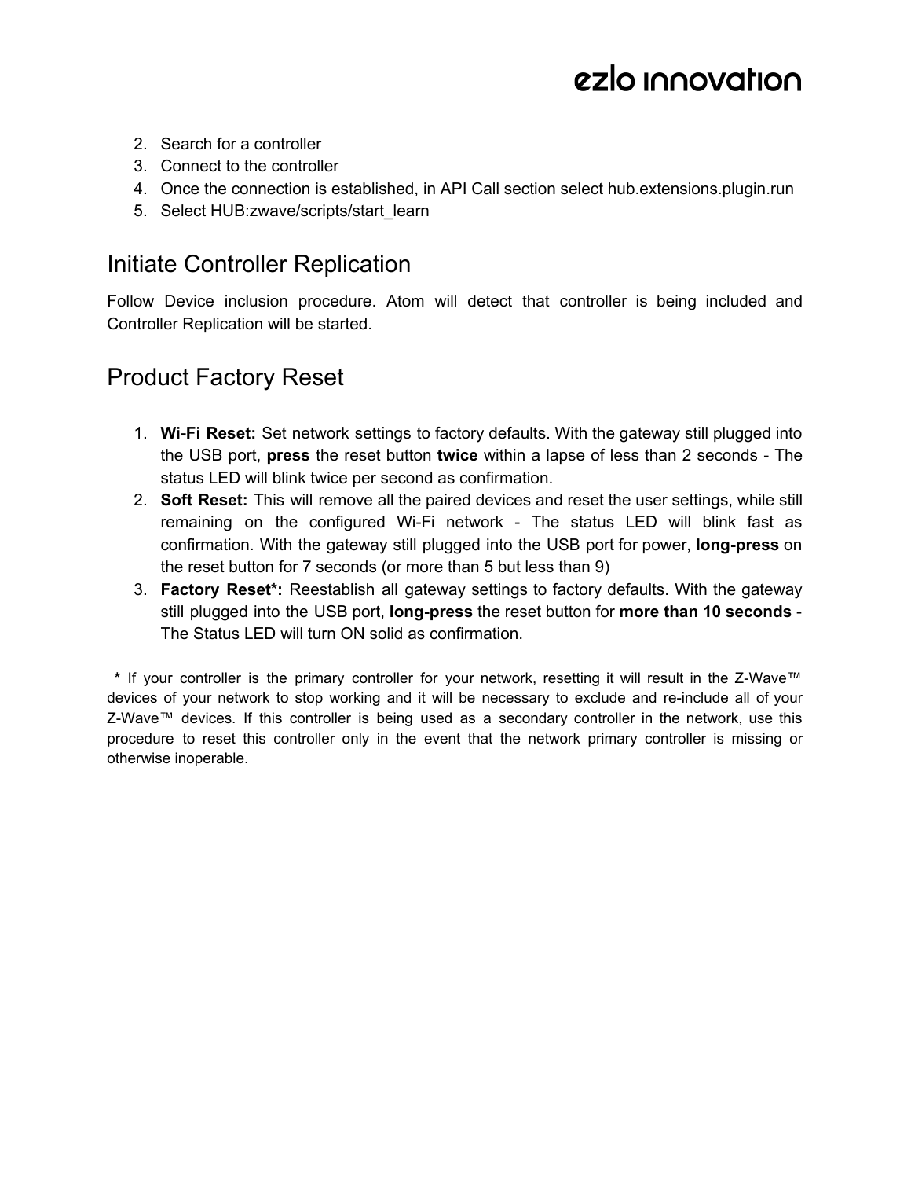2. Search for a controller
3. Connect to the controller
4. Once the connection is established, in API Call section select hub.extensions.plugin.run
5. Select HUB:zwave/scripts/start_learn

## Initiate Controller Replication

Follow Device inclusion procedure. Atom will detect that controller is being included and Controller Replication will be started.

## Product Factory Reset

1. **Wi-Fi Reset:** Set network settings to factory defaults. With the gateway still plugged into the USB port, **press** the reset button **twice** within a lapse of less than 2 seconds - The status LED will blink twice per second as confirmation.
2. **Soft Reset:** This will remove all the paired devices and reset the user settings, while still remaining on the configured Wi-Fi network - The status LED will blink fast as confirmation. With the gateway still plugged into the USB port for power, **long-press** on the reset button for 7 seconds (or more than 5 but less than 9)
3. **Factory Reset*:** Reestablish all gateway settings to factory defaults. With the gateway still plugged into the USB port, **long-press** the reset button for **more than 10 seconds** - The Status LED will turn ON solid as confirmation.

**\*** If your controller is the primary controller for your network, resetting it will result in the Z-Wave™ devices of your network to stop working and it will be necessary to exclude and re-include all of your Z-Wave™ devices. If this controller is being used as a secondary controller in the network, use this procedure to reset this controller only in the event that the network primary controller is missing or otherwise inoperable.